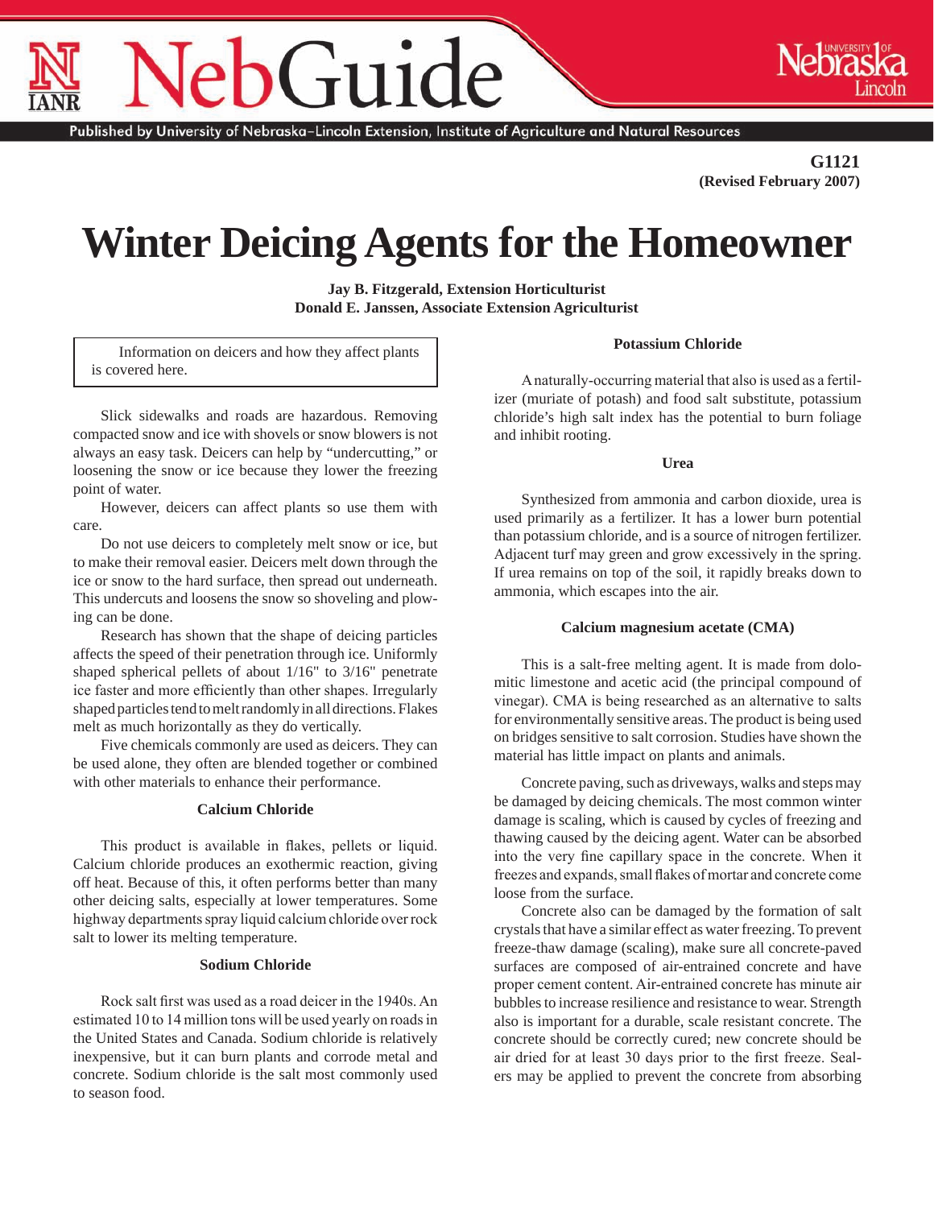G1121
(Revised February 2007)

# Winter Deicing Agents for the Homeowner

**Jay B. Fitzgerald, Extension Horticulturist**
**Donald E. Janssen, Associate Extension Agriculturist**

Information on deicers and how they affect plants is covered here.

Slick sidewalks and roads are hazardous. Removing compacted snow and ice with shovels or snow blowers is not always an easy task. Deicers can help by "undercutting," or loosening the snow or ice because they lower the freezing point of water.

However, deicers can affect plants so use them with care.

Do not use deicers to completely melt snow or ice, but to make their removal easier. Deicers melt down through the ice or snow to the hard surface, then spread out underneath. This undercuts and loosens the snow so shoveling and plowing can be done.

Research has shown that the shape of deicing particles affects the speed of their penetration through ice. Uniformly shaped spherical pellets of about 1/16" to 3/16" penetrate ice faster and more efficiently than other shapes. Irregularly shaped particles tend to melt randomly in all directions. Flakes melt as much horizontally as they do vertically.

Five chemicals commonly are used as deicers. They can be used alone, they often are blended together or combined with other materials to enhance their performance.

### Calcium Chloride

This product is available in flakes, pellets or liquid. Calcium chloride produces an exothermic reaction, giving off heat. Because of this, it often performs better than many other deicing salts, especially at lower temperatures. Some highway departments spray liquid calcium chloride over rock salt to lower its melting temperature.

### Sodium Chloride

Rock salt first was used as a road deicer in the 1940s. An estimated 10 to 14 million tons will be used yearly on roads in the United States and Canada. Sodium chloride is relatively inexpensive, but it can burn plants and corrode metal and concrete. Sodium chloride is the salt most commonly used to season food.

### Potassium Chloride

A naturally-occurring material that also is used as a fertilizer (muriate of potash) and food salt substitute, potassium chloride's high salt index has the potential to burn foliage and inhibit rooting.

### Urea

Synthesized from ammonia and carbon dioxide, urea is used primarily as a fertilizer. It has a lower burn potential than potassium chloride, and is a source of nitrogen fertilizer. Adjacent turf may green and grow excessively in the spring. If urea remains on top of the soil, it rapidly breaks down to ammonia, which escapes into the air.

### Calcium magnesium acetate (CMA)

This is a salt-free melting agent. It is made from dolomitic limestone and acetic acid (the principal compound of vinegar). CMA is being researched as an alternative to salts for environmentally sensitive areas. The product is being used on bridges sensitive to salt corrosion. Studies have shown the material has little impact on plants and animals.

Concrete paving, such as driveways, walks and steps may be damaged by deicing chemicals. The most common winter damage is scaling, which is caused by cycles of freezing and thawing caused by the deicing agent. Water can be absorbed into the very fine capillary space in the concrete. When it freezes and expands, small flakes of mortar and concrete come loose from the surface.

Concrete also can be damaged by the formation of salt crystals that have a similar effect as water freezing. To prevent freeze-thaw damage (scaling), make sure all concrete-paved surfaces are composed of air-entrained concrete and have proper cement content. Air-entrained concrete has minute air bubbles to increase resilience and resistance to wear. Strength also is important for a durable, scale resistant concrete. The concrete should be correctly cured; new concrete should be air dried for at least 30 days prior to the first freeze. Sealers may be applied to prevent the concrete from absorbing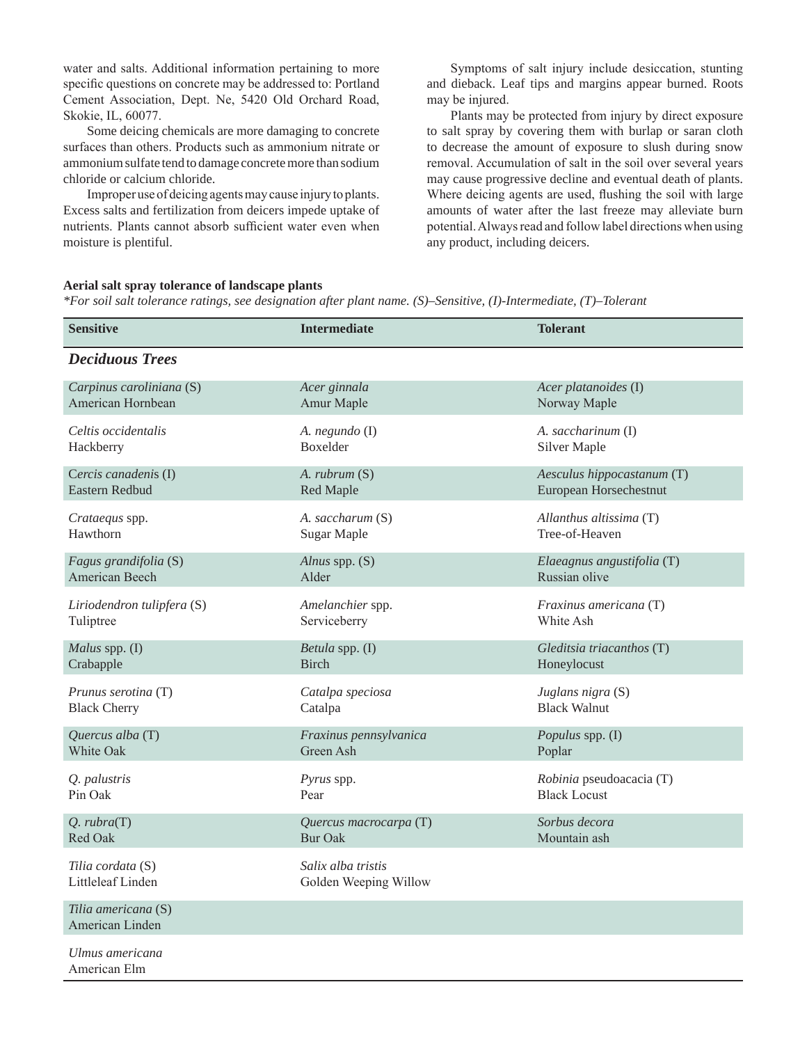water and salts. Additional information pertaining to more specific questions on concrete may be addressed to: Portland Cement Association, Dept. Ne, 5420 Old Orchard Road, Skokie, IL, 60077.

Some deicing chemicals are more damaging to concrete surfaces than others. Products such as ammonium nitrate or ammonium sulfate tend to damage concrete more than sodium chloride or calcium chloride.

Improper use of deicing agents may cause injury to plants. Excess salts and fertilization from deicers impede uptake of nutrients. Plants cannot absorb sufficient water even when moisture is plentiful.

Symptoms of salt injury include desiccation, stunting and dieback. Leaf tips and margins appear burned. Roots may be injured.

Plants may be protected from injury by direct exposure to salt spray by covering them with burlap or saran cloth to decrease the amount of exposure to slush during snow removal. Accumulation of salt in the soil over several years may cause progressive decline and eventual death of plants. Where deicing agents are used, flushing the soil with large amounts of water after the last freeze may alleviate burn potential. Always read and follow label directions when using any product, including deicers.

**Aerial salt spray tolerance of landscape plants**

*\*For soil salt tolerance ratings, see designation after plant name. (S)–Sensitive, (I)-Intermediate, (T)–Tolerant*

| Sensitive | Intermediate | Tolerant |
|---|---|---|
| ***Deciduous Trees*** | | |
| *Carpinus caroliniana* (S) American Hornbean | *Acer ginnala* Amur Maple | *Acer platanoides* (I) Norway Maple |
| *Celtis occidentalis* Hackberry | *A. negundo* (I) Boxelder | *A. saccharinum* (I) Silver Maple |
| *Cercis canadenis* (I) Eastern Redbud | *A. rubrum* (S) Red Maple | *Aesculus hippocastanum* (T) European Horsechestnut |
| *Crataequs* spp. Hawthorn | *A. saccharum* (S) Sugar Maple | *Allanthus altissima* (T) Tree-of-Heaven |
| *Fagus grandifolia* (S) American Beech | *Alnus* spp. (S) Alder | *Elaeagnus angustifolia* (T) Russian olive |
| *Liriodendron tulipfera* (S) Tuliptree | *Amelanchier* spp. Serviceberry | *Fraxinus americana* (T) White Ash |
| *Malus* spp. (I) Crabapple | *Betula* spp. (I) Birch | *Gleditsia triacanthos* (T) Honeylocust |
| *Prunus serotina* (T) Black Cherry | *Catalpa speciosa* Catalpa | *Juglans nigra* (S) Black Walnut |
| *Quercus alba* (T) White Oak | *Fraxinus pennsylvanica* Green Ash | *Populus* spp. (I) Poplar |
| *Q. palustris* Pin Oak | *Pyrus* spp. Pear | *Robinia* pseudoacacia (T) Black Locust |
| *Q. rubra*(T) Red Oak | *Quercus macrocarpa* (T) Bur Oak | *Sorbus decora* Mountain ash |
| *Tilia cordata* (S) Littleleaf Linden | *Salix alba tristis* Golden Weeping Willow | |
| *Tilia americana* (S) American Linden | | |
| *Ulmus americana* American Elm | | |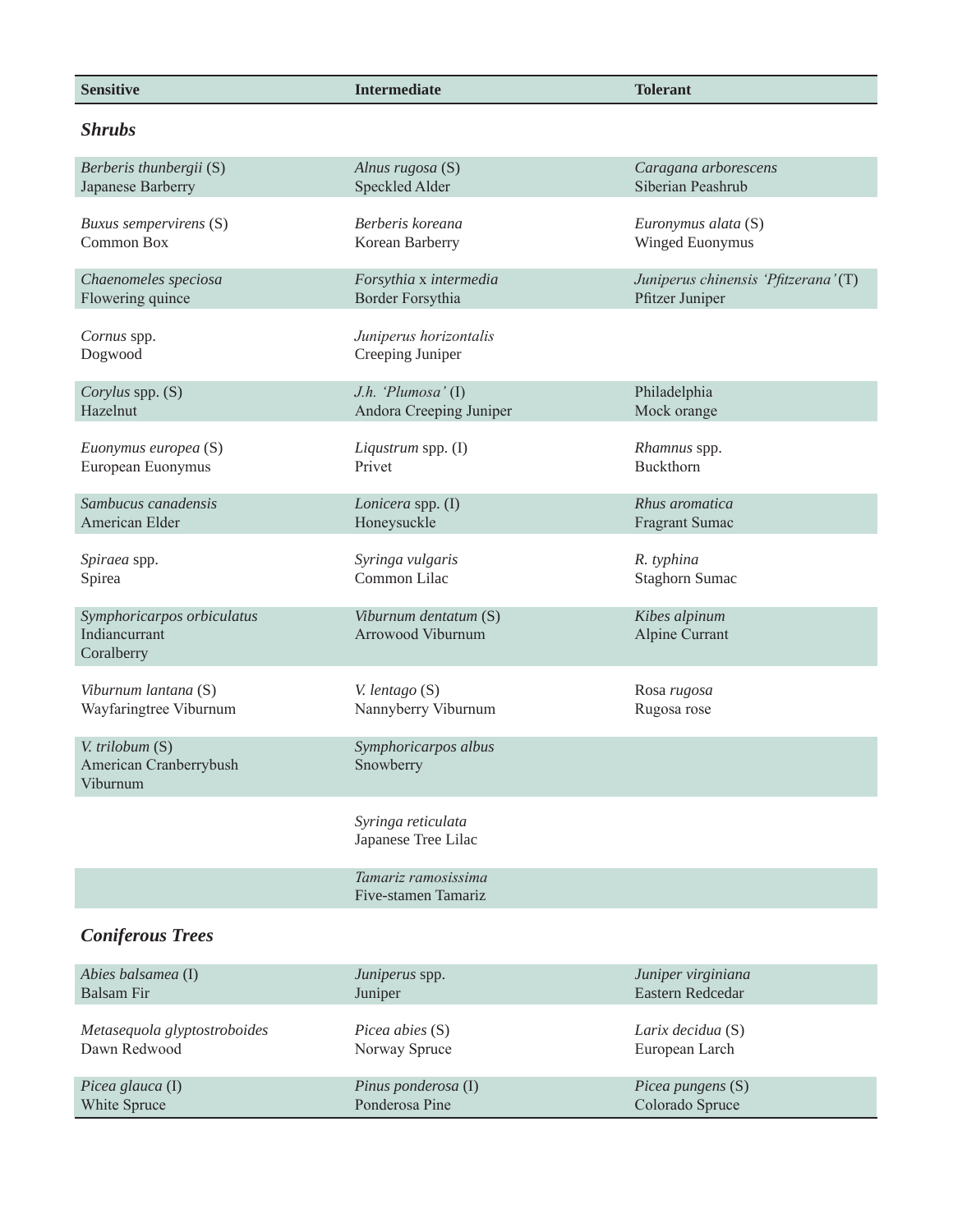| Sensitive | Intermediate | Tolerant |
|---|---|---|
| ***Shrubs*** | | |
| *Berberis thunbergii* (S) Japanese Barberry | *Alnus rugosa* (S) Speckled Alder | *Caragana arborescens* Siberian Peashrub |
| *Buxus sempervirens* (S) Common Box | *Berberis koreana* Korean Barberry | *Euronymus alata* (S) Winged Euonymus |
| *Chaenomeles speciosa* Flowering quince | *Forsythia* x *intermedia* Border Forsythia | *Juniperus chinensis 'Pfitzerana'* (T) Pfitzer Juniper |
| *Cornus* spp. Dogwood | *Juniperus horizontalis* Creeping Juniper | |
| *Corylus* spp. (S) Hazelnut | *J.h. 'Plumosa'* (I) Andora Creeping Juniper | Philadelphia Mock orange |
| *Euonymus europea* (S) European Euonymus | *Liqustrum* spp. (I) Privet | *Rhamnus* spp. Buckthorn |
| *Sambucus canadensis* American Elder | *Lonicera* spp. (I) Honeysuckle | *Rhus aromatica* Fragrant Sumac |
| *Spiraea* spp. Spirea | *Syringa vulgaris* Common Lilac | *R. typhina* Staghorn Sumac |
| *Symphoricarpos orbiculatus* Indiancurrant Coralberry | *Viburnum dentatum* (S) Arrowood Viburnum | *Kibes alpinum* Alpine Currant |
| *Viburnum lantana* (S) Wayfaringtree Viburnum | *V. lentago* (S) Nannyberry Viburnum | Rosa *rugosa* Rugosa rose |
| *V. trilobum* (S) American Cranberrybush Viburnum | *Symphoricarpos albus* Snowberry | |
| | *Syringa reticulata* Japanese Tree Lilac | |
| | *Tamariz ramosissima* Five-stamen Tamariz | |
| ***Coniferous Trees*** | | |
| *Abies balsamea* (I) Balsam Fir | *Juniperus* spp. Juniper | *Juniper virginiana* Eastern Redcedar |
| *Metasequola glyptostroboides* Dawn Redwood | *Picea abies* (S) Norway Spruce | *Larix decidua* (S) European Larch |
| *Picea glauca* (I) White Spruce | *Pinus ponderosa* (I) Ponderosa Pine | *Picea pungens* (S) Colorado Spruce |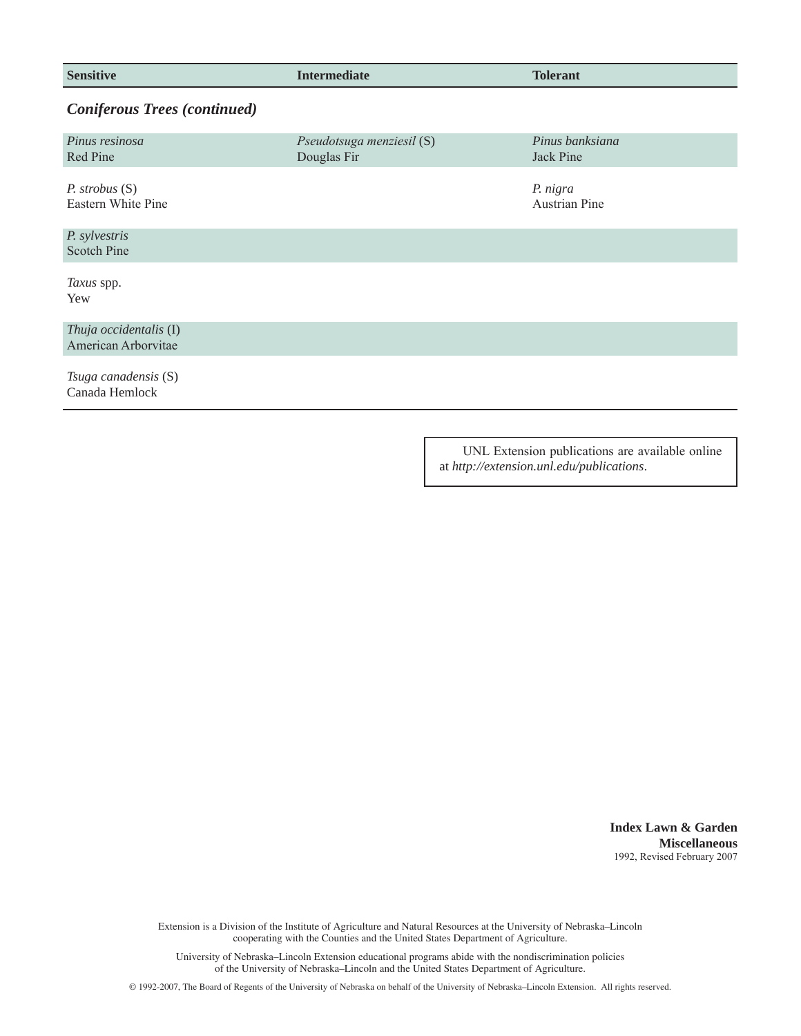| Sensitive | Intermediate | Tolerant |
|---|---|---|
| ***Coniferous Trees (continued)*** | | |
| *Pinus resinosa* Red Pine | *Pseudotsuga menziesil* (S) Douglas Fir | *Pinus banksiana* Jack Pine |
| *P. strobus* (S) Eastern White Pine | | *P. nigra* Austrian Pine |
| *P. sylvestris* Scotch Pine | | |
| *Taxus* spp. Yew | | |
| *Thuja occidentalis* (I) American Arborvitae | | |
| *Tsuga canadensis* (S) Canada Hemlock | | |

UNL Extension publications are available online at *http://extension.unl.edu/publications*.

**Index Lawn & Garden**
**Miscellaneous**
1992, Revised February 2007

Extension is a Division of the Institute of Agriculture and Natural Resources at the University of Nebraska–Lincoln cooperating with the Counties and the United States Department of Agriculture.

University of Nebraska–Lincoln Extension educational programs abide with the nondiscrimination policies of the University of Nebraska–Lincoln and the United States Department of Agriculture.

© 1992-2007, The Board of Regents of the University of Nebraska on behalf of the University of Nebraska–Lincoln Extension. All rights reserved.